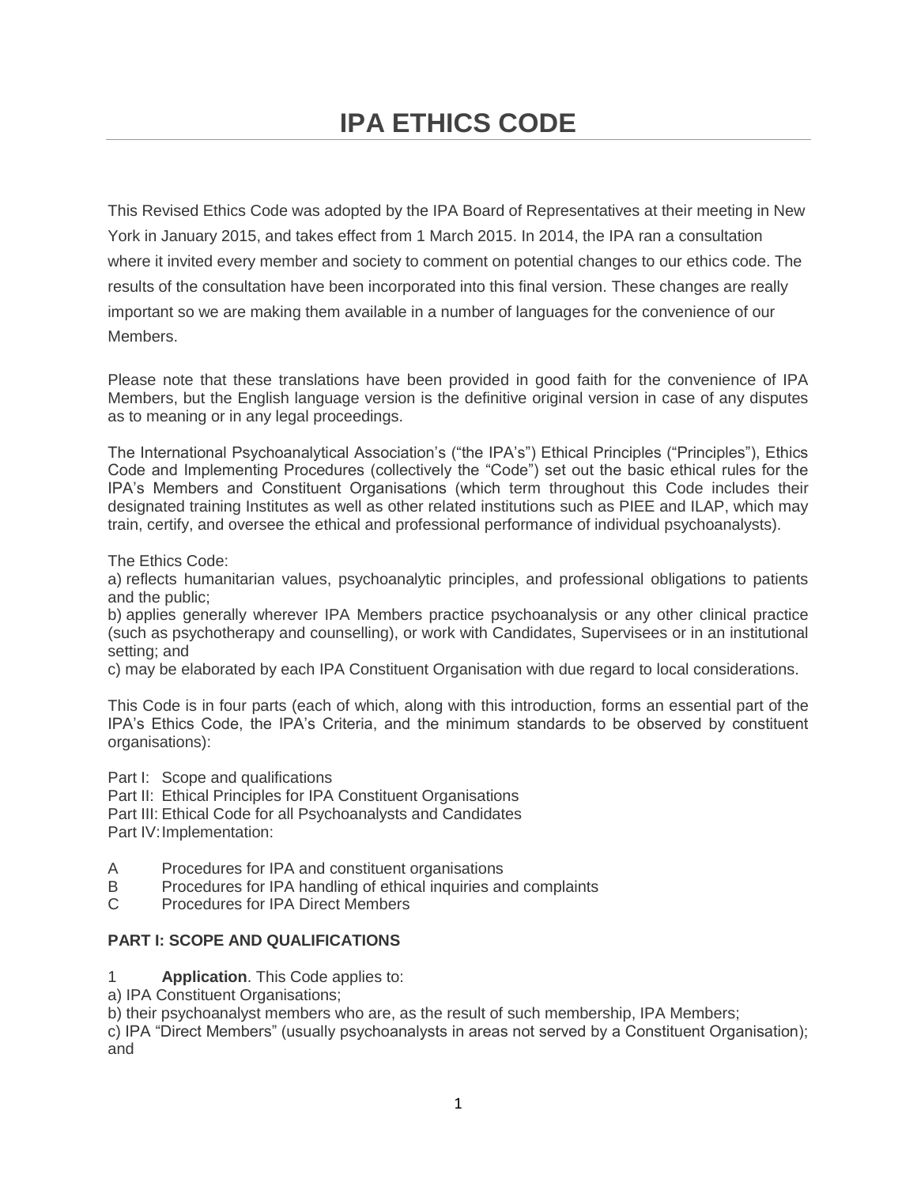# IPA ETHICS CODE

This Revised Ethics Code was adopted by the IPA Board of Representatives at their meeting in New York in January 2015, and takes effect from 1 March 2015. In 2014, the IPA ran a consultation where it invited every member and society to comment on potential changes to our ethics code. The results of the consultation have been incorporated into this final version. These changes are really important so we are making them available in a number of languages for the convenience of our Members.

Please note that these translations have been provided in good faith for the convenience of IPA Members, but the English language version is the definitive original version in case of any disputes as to meaning or in any legal proceedings.

The International Psychoanalytical Association's ("the IPA's") Ethical Principles ("Principles"), Ethics Code and Implementing Procedures (collectively the "Code") set out the basic ethical rules for the IPA's Members and Constituent Organisations (which term throughout this Code includes their designated training Institutes as well as other related institutions such as PIEE and ILAP, which may train, certify, and oversee the ethical and professional performance of individual psychoanalysts).

The Ethics Code:

a) reflects humanitarian values, psychoanalytic principles, and professional obligations to patients and the public;

b) applies generally wherever IPA Members practice psychoanalysis or any other clinical practice (such as psychotherapy and counselling), or work with Candidates, Supervisees or in an institutional setting; and

c) may be elaborated by each IPA Constituent Organisation with due regard to local considerations.

This Code is in four parts (each of which, along with this introduction, forms an essential part of the IPA's Ethics Code, the IPA's Criteria, and the minimum standards to be observed by constituent organisations):

Part I: Scope and qualifications
Part II: Ethical Principles for IPA Constituent Organisations
Part III: Ethical Code for all Psychoanalysts and Candidates
Part IV: Implementation:

A Procedures for IPA and constituent organisations
B Procedures for IPA handling of ethical inquiries and complaints
C Procedures for IPA Direct Members

**PART I: SCOPE AND QUALIFICATIONS**

1 **Application**. This Code applies to:

a) IPA Constituent Organisations;

b) their psychoanalyst members who are, as the result of such membership, IPA Members;

c) IPA "Direct Members" (usually psychoanalysts in areas not served by a Constituent Organisation); and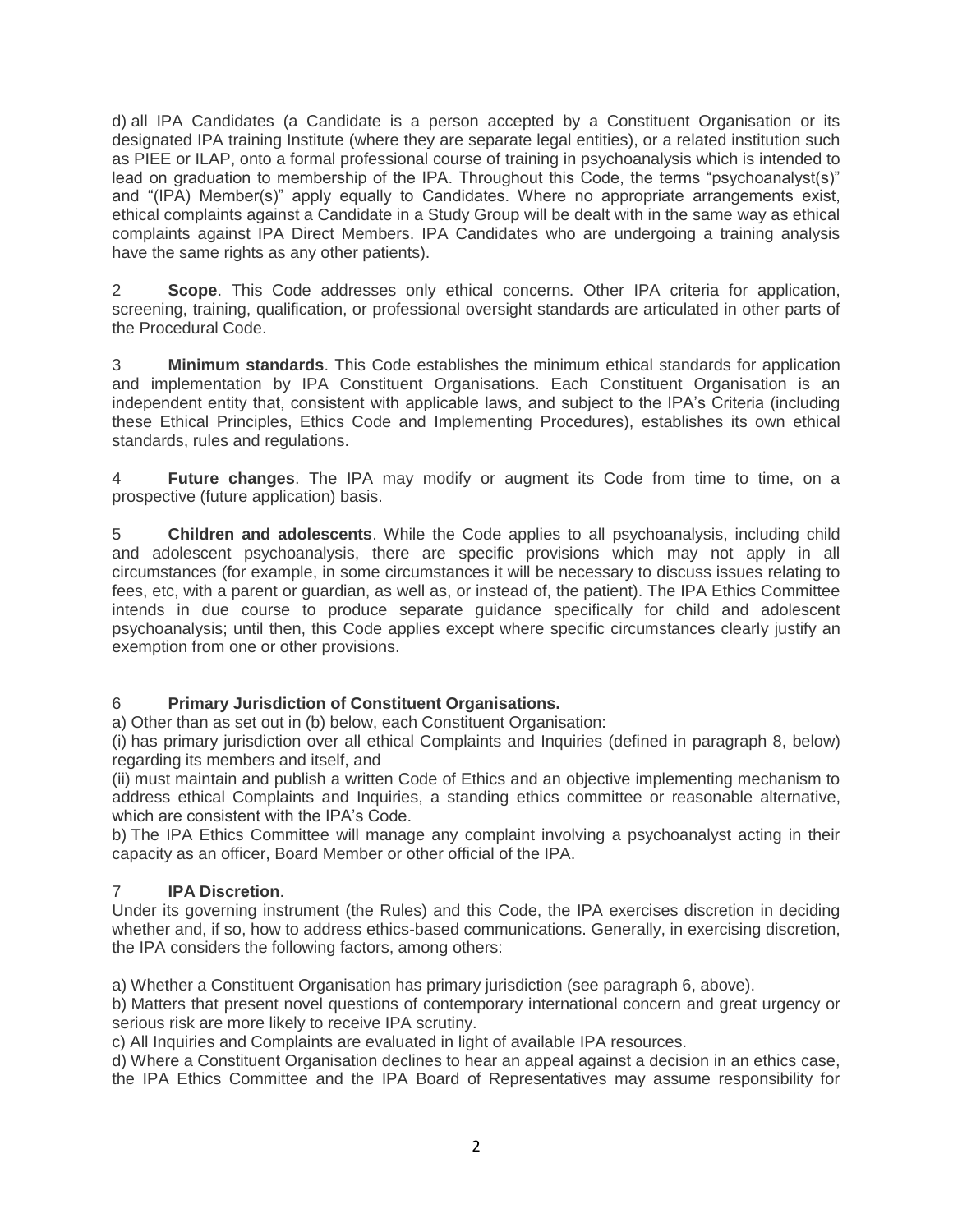d) all IPA Candidates (a Candidate is a person accepted by a Constituent Organisation or its designated IPA training Institute (where they are separate legal entities), or a related institution such as PIEE or ILAP, onto a formal professional course of training in psychoanalysis which is intended to lead on graduation to membership of the IPA. Throughout this Code, the terms "psychoanalyst(s)" and "(IPA) Member(s)" apply equally to Candidates. Where no appropriate arrangements exist, ethical complaints against a Candidate in a Study Group will be dealt with in the same way as ethical complaints against IPA Direct Members. IPA Candidates who are undergoing a training analysis have the same rights as any other patients).

2 **Scope**. This Code addresses only ethical concerns. Other IPA criteria for application, screening, training, qualification, or professional oversight standards are articulated in other parts of the Procedural Code.

3 **Minimum standards**. This Code establishes the minimum ethical standards for application and implementation by IPA Constituent Organisations. Each Constituent Organisation is an independent entity that, consistent with applicable laws, and subject to the IPA's Criteria (including these Ethical Principles, Ethics Code and Implementing Procedures), establishes its own ethical standards, rules and regulations.

4 **Future changes**. The IPA may modify or augment its Code from time to time, on a prospective (future application) basis.

5 **Children and adolescents**. While the Code applies to all psychoanalysis, including child and adolescent psychoanalysis, there are specific provisions which may not apply in all circumstances (for example, in some circumstances it will be necessary to discuss issues relating to fees, etc, with a parent or guardian, as well as, or instead of, the patient). The IPA Ethics Committee intends in due course to produce separate guidance specifically for child and adolescent psychoanalysis; until then, this Code applies except where specific circumstances clearly justify an exemption from one or other provisions.

6 **Primary Jurisdiction of Constituent Organisations.**

a) Other than as set out in (b) below, each Constituent Organisation:

(i) has primary jurisdiction over all ethical Complaints and Inquiries (defined in paragraph 8, below) regarding its members and itself, and

(ii) must maintain and publish a written Code of Ethics and an objective implementing mechanism to address ethical Complaints and Inquiries, a standing ethics committee or reasonable alternative, which are consistent with the IPA's Code.

b) The IPA Ethics Committee will manage any complaint involving a psychoanalyst acting in their capacity as an officer, Board Member or other official of the IPA.

7 **IPA Discretion**.

Under its governing instrument (the Rules) and this Code, the IPA exercises discretion in deciding whether and, if so, how to address ethics-based communications. Generally, in exercising discretion, the IPA considers the following factors, among others:

a) Whether a Constituent Organisation has primary jurisdiction (see paragraph 6, above).

b) Matters that present novel questions of contemporary international concern and great urgency or serious risk are more likely to receive IPA scrutiny.

c) All Inquiries and Complaints are evaluated in light of available IPA resources.

d) Where a Constituent Organisation declines to hear an appeal against a decision in an ethics case, the IPA Ethics Committee and the IPA Board of Representatives may assume responsibility for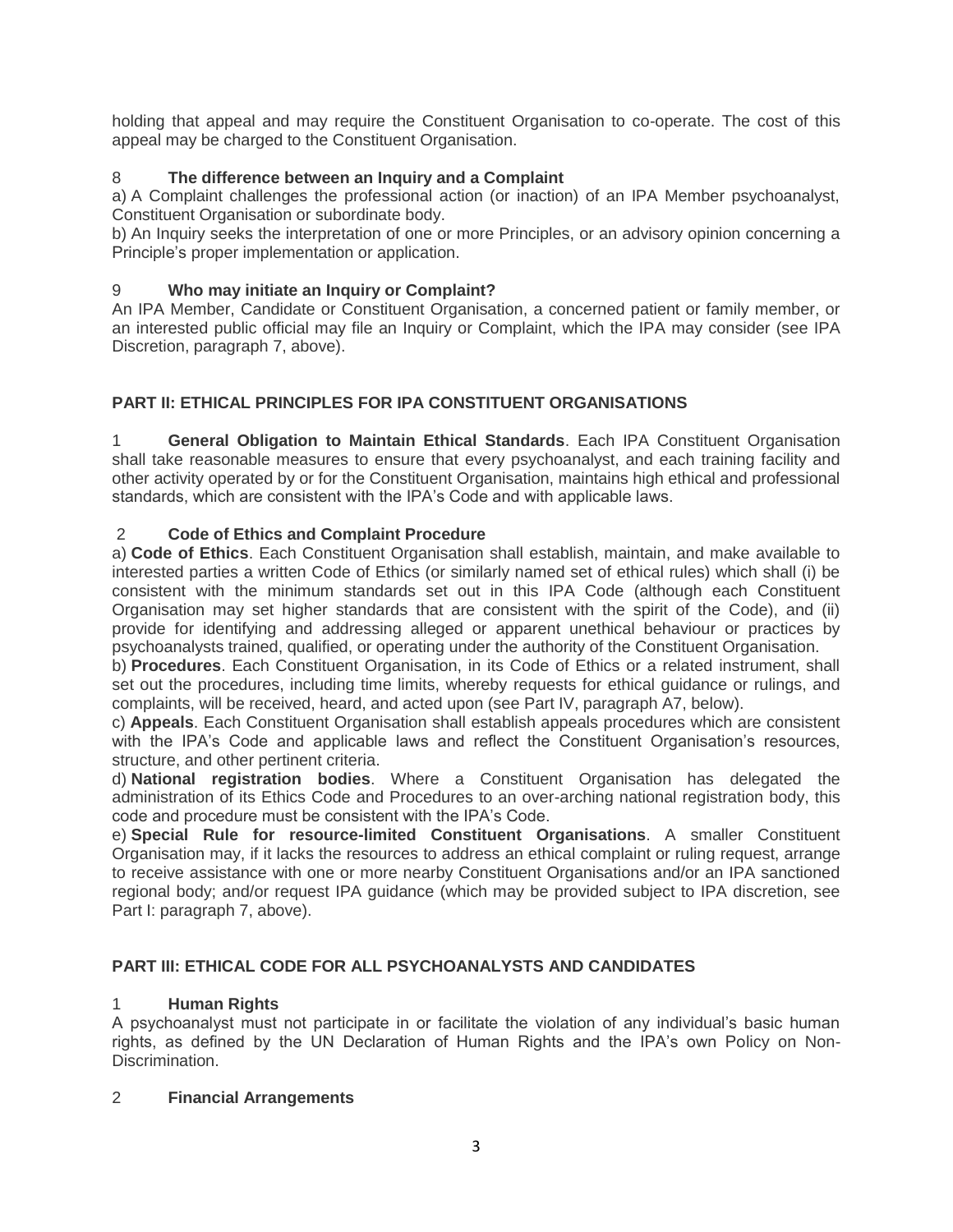holding that appeal and may require the Constituent Organisation to co-operate. The cost of this appeal may be charged to the Constituent Organisation.

8 **The difference between an Inquiry and a Complaint**

a) A Complaint challenges the professional action (or inaction) of an IPA Member psychoanalyst, Constituent Organisation or subordinate body.

b) An Inquiry seeks the interpretation of one or more Principles, or an advisory opinion concerning a Principle's proper implementation or application.

9 **Who may initiate an Inquiry or Complaint?**

An IPA Member, Candidate or Constituent Organisation, a concerned patient or family member, or an interested public official may file an Inquiry or Complaint, which the IPA may consider (see IPA Discretion, paragraph 7, above).

## PART II: ETHICAL PRINCIPLES FOR IPA CONSTITUENT ORGANISATIONS

1 **General Obligation to Maintain Ethical Standards**. Each IPA Constituent Organisation shall take reasonable measures to ensure that every psychoanalyst, and each training facility and other activity operated by or for the Constituent Organisation, maintains high ethical and professional standards, which are consistent with the IPA's Code and with applicable laws.

2 **Code of Ethics and Complaint Procedure**

a) **Code of Ethics**. Each Constituent Organisation shall establish, maintain, and make available to interested parties a written Code of Ethics (or similarly named set of ethical rules) which shall (i) be consistent with the minimum standards set out in this IPA Code (although each Constituent Organisation may set higher standards that are consistent with the spirit of the Code), and (ii) provide for identifying and addressing alleged or apparent unethical behaviour or practices by psychoanalysts trained, qualified, or operating under the authority of the Constituent Organisation.

b) **Procedures**. Each Constituent Organisation, in its Code of Ethics or a related instrument, shall set out the procedures, including time limits, whereby requests for ethical guidance or rulings, and complaints, will be received, heard, and acted upon (see Part IV, paragraph A7, below).

c) **Appeals**. Each Constituent Organisation shall establish appeals procedures which are consistent with the IPA's Code and applicable laws and reflect the Constituent Organisation's resources, structure, and other pertinent criteria.

d) **National registration bodies**. Where a Constituent Organisation has delegated the administration of its Ethics Code and Procedures to an over-arching national registration body, this code and procedure must be consistent with the IPA's Code.

e) **Special Rule for resource-limited Constituent Organisations**. A smaller Constituent Organisation may, if it lacks the resources to address an ethical complaint or ruling request, arrange to receive assistance with one or more nearby Constituent Organisations and/or an IPA sanctioned regional body; and/or request IPA guidance (which may be provided subject to IPA discretion, see Part I: paragraph 7, above).

## PART III: ETHICAL CODE FOR ALL PSYCHOANALYSTS AND CANDIDATES

1 **Human Rights**

A psychoanalyst must not participate in or facilitate the violation of any individual's basic human rights, as defined by the UN Declaration of Human Rights and the IPA's own Policy on Non-Discrimination.

2 **Financial Arrangements**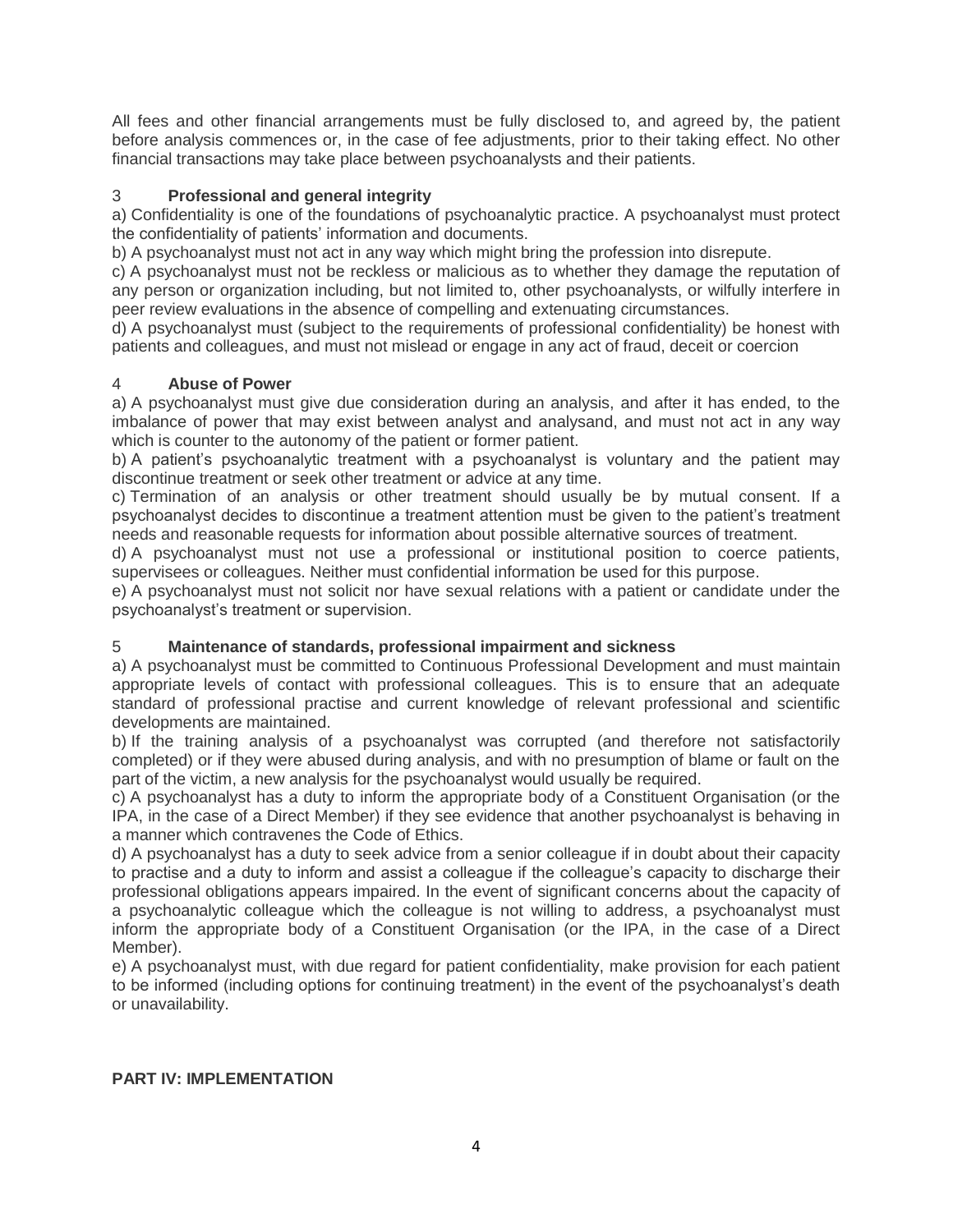All fees and other financial arrangements must be fully disclosed to, and agreed by, the patient before analysis commences or, in the case of fee adjustments, prior to their taking effect. No other financial transactions may take place between psychoanalysts and their patients.

### 3 Professional and general integrity

a) Confidentiality is one of the foundations of psychoanalytic practice. A psychoanalyst must protect the confidentiality of patients' information and documents.

b) A psychoanalyst must not act in any way which might bring the profession into disrepute.

c) A psychoanalyst must not be reckless or malicious as to whether they damage the reputation of any person or organization including, but not limited to, other psychoanalysts, or wilfully interfere in peer review evaluations in the absence of compelling and extenuating circumstances.

d) A psychoanalyst must (subject to the requirements of professional confidentiality) be honest with patients and colleagues, and must not mislead or engage in any act of fraud, deceit or coercion

### 4 Abuse of Power

a) A psychoanalyst must give due consideration during an analysis, and after it has ended, to the imbalance of power that may exist between analyst and analysand, and must not act in any way which is counter to the autonomy of the patient or former patient.

b) A patient's psychoanalytic treatment with a psychoanalyst is voluntary and the patient may discontinue treatment or seek other treatment or advice at any time.

c) Termination of an analysis or other treatment should usually be by mutual consent. If a psychoanalyst decides to discontinue a treatment attention must be given to the patient's treatment needs and reasonable requests for information about possible alternative sources of treatment.

d) A psychoanalyst must not use a professional or institutional position to coerce patients, supervisees or colleagues. Neither must confidential information be used for this purpose.

e) A psychoanalyst must not solicit nor have sexual relations with a patient or candidate under the psychoanalyst's treatment or supervision.

### 5 Maintenance of standards, professional impairment and sickness

a) A psychoanalyst must be committed to Continuous Professional Development and must maintain appropriate levels of contact with professional colleagues. This is to ensure that an adequate standard of professional practise and current knowledge of relevant professional and scientific developments are maintained.

b) If the training analysis of a psychoanalyst was corrupted (and therefore not satisfactorily completed) or if they were abused during analysis, and with no presumption of blame or fault on the part of the victim, a new analysis for the psychoanalyst would usually be required.

c) A psychoanalyst has a duty to inform the appropriate body of a Constituent Organisation (or the IPA, in the case of a Direct Member) if they see evidence that another psychoanalyst is behaving in a manner which contravenes the Code of Ethics.

d) A psychoanalyst has a duty to seek advice from a senior colleague if in doubt about their capacity to practise and a duty to inform and assist a colleague if the colleague's capacity to discharge their professional obligations appears impaired. In the event of significant concerns about the capacity of a psychoanalytic colleague which the colleague is not willing to address, a psychoanalyst must inform the appropriate body of a Constituent Organisation (or the IPA, in the case of a Direct Member).

e) A psychoanalyst must, with due regard for patient confidentiality, make provision for each patient to be informed (including options for continuing treatment) in the event of the psychoanalyst's death or unavailability.

## PART IV: IMPLEMENTATION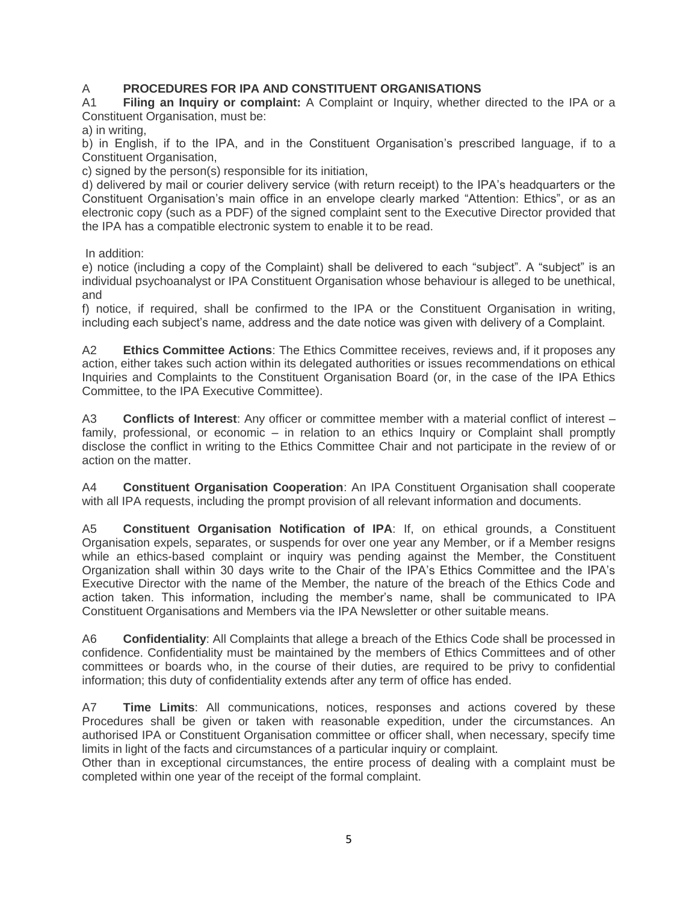## A PROCEDURES FOR IPA AND CONSTITUENT ORGANISATIONS

A1 **Filing an Inquiry or complaint:** A Complaint or Inquiry, whether directed to the IPA or a Constituent Organisation, must be:

a) in writing,

b) in English, if to the IPA, and in the Constituent Organisation's prescribed language, if to a Constituent Organisation,

c) signed by the person(s) responsible for its initiation,

d) delivered by mail or courier delivery service (with return receipt) to the IPA's headquarters or the Constituent Organisation's main office in an envelope clearly marked "Attention: Ethics", or as an electronic copy (such as a PDF) of the signed complaint sent to the Executive Director provided that the IPA has a compatible electronic system to enable it to be read.

In addition:

e) notice (including a copy of the Complaint) shall be delivered to each "subject". A "subject" is an individual psychoanalyst or IPA Constituent Organisation whose behaviour is alleged to be unethical, and

f) notice, if required, shall be confirmed to the IPA or the Constituent Organisation in writing, including each subject's name, address and the date notice was given with delivery of a Complaint.

A2 **Ethics Committee Actions**: The Ethics Committee receives, reviews and, if it proposes any action, either takes such action within its delegated authorities or issues recommendations on ethical Inquiries and Complaints to the Constituent Organisation Board (or, in the case of the IPA Ethics Committee, to the IPA Executive Committee).

A3 **Conflicts of Interest**: Any officer or committee member with a material conflict of interest – family, professional, or economic – in relation to an ethics Inquiry or Complaint shall promptly disclose the conflict in writing to the Ethics Committee Chair and not participate in the review of or action on the matter.

A4 **Constituent Organisation Cooperation**: An IPA Constituent Organisation shall cooperate with all IPA requests, including the prompt provision of all relevant information and documents.

A5 **Constituent Organisation Notification of IPA**: If, on ethical grounds, a Constituent Organisation expels, separates, or suspends for over one year any Member, or if a Member resigns while an ethics-based complaint or inquiry was pending against the Member, the Constituent Organization shall within 30 days write to the Chair of the IPA's Ethics Committee and the IPA's Executive Director with the name of the Member, the nature of the breach of the Ethics Code and action taken. This information, including the member's name, shall be communicated to IPA Constituent Organisations and Members via the IPA Newsletter or other suitable means.

A6 **Confidentiality**: All Complaints that allege a breach of the Ethics Code shall be processed in confidence. Confidentiality must be maintained by the members of Ethics Committees and of other committees or boards who, in the course of their duties, are required to be privy to confidential information; this duty of confidentiality extends after any term of office has ended.

A7 **Time Limits**: All communications, notices, responses and actions covered by these Procedures shall be given or taken with reasonable expedition, under the circumstances. An authorised IPA or Constituent Organisation committee or officer shall, when necessary, specify time limits in light of the facts and circumstances of a particular inquiry or complaint.

Other than in exceptional circumstances, the entire process of dealing with a complaint must be completed within one year of the receipt of the formal complaint.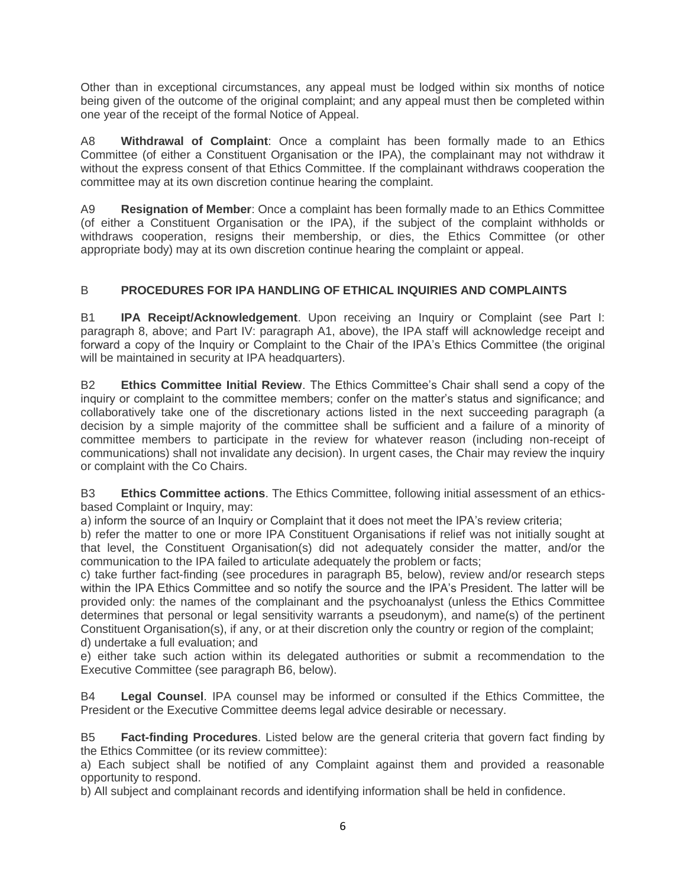Other than in exceptional circumstances, any appeal must be lodged within six months of notice being given of the outcome of the original complaint; and any appeal must then be completed within one year of the receipt of the formal Notice of Appeal.

A8 **Withdrawal of Complaint**: Once a complaint has been formally made to an Ethics Committee (of either a Constituent Organisation or the IPA), the complainant may not withdraw it without the express consent of that Ethics Committee. If the complainant withdraws cooperation the committee may at its own discretion continue hearing the complaint.

A9 **Resignation of Member**: Once a complaint has been formally made to an Ethics Committee (of either a Constituent Organisation or the IPA), if the subject of the complaint withholds or withdraws cooperation, resigns their membership, or dies, the Ethics Committee (or other appropriate body) may at its own discretion continue hearing the complaint or appeal.

## B PROCEDURES FOR IPA HANDLING OF ETHICAL INQUIRIES AND COMPLAINTS

B1 **IPA Receipt/Acknowledgement**. Upon receiving an Inquiry or Complaint (see Part I: paragraph 8, above; and Part IV: paragraph A1, above), the IPA staff will acknowledge receipt and forward a copy of the Inquiry or Complaint to the Chair of the IPA's Ethics Committee (the original will be maintained in security at IPA headquarters).

B2 **Ethics Committee Initial Review**. The Ethics Committee's Chair shall send a copy of the inquiry or complaint to the committee members; confer on the matter's status and significance; and collaboratively take one of the discretionary actions listed in the next succeeding paragraph (a decision by a simple majority of the committee shall be sufficient and a failure of a minority of committee members to participate in the review for whatever reason (including non-receipt of communications) shall not invalidate any decision). In urgent cases, the Chair may review the inquiry or complaint with the Co Chairs.

B3 **Ethics Committee actions**. The Ethics Committee, following initial assessment of an ethics-based Complaint or Inquiry, may:

a) inform the source of an Inquiry or Complaint that it does not meet the IPA's review criteria;

b) refer the matter to one or more IPA Constituent Organisations if relief was not initially sought at that level, the Constituent Organisation(s) did not adequately consider the matter, and/or the communication to the IPA failed to articulate adequately the problem or facts;

c) take further fact-finding (see procedures in paragraph B5, below), review and/or research steps within the IPA Ethics Committee and so notify the source and the IPA's President. The latter will be provided only: the names of the complainant and the psychoanalyst (unless the Ethics Committee determines that personal or legal sensitivity warrants a pseudonym), and name(s) of the pertinent Constituent Organisation(s), if any, or at their discretion only the country or region of the complaint;

d) undertake a full evaluation; and

e) either take such action within its delegated authorities or submit a recommendation to the Executive Committee (see paragraph B6, below).

B4 **Legal Counsel**. IPA counsel may be informed or consulted if the Ethics Committee, the President or the Executive Committee deems legal advice desirable or necessary.

B5 **Fact-finding Procedures**. Listed below are the general criteria that govern fact finding by the Ethics Committee (or its review committee):

a) Each subject shall be notified of any Complaint against them and provided a reasonable opportunity to respond.

b) All subject and complainant records and identifying information shall be held in confidence.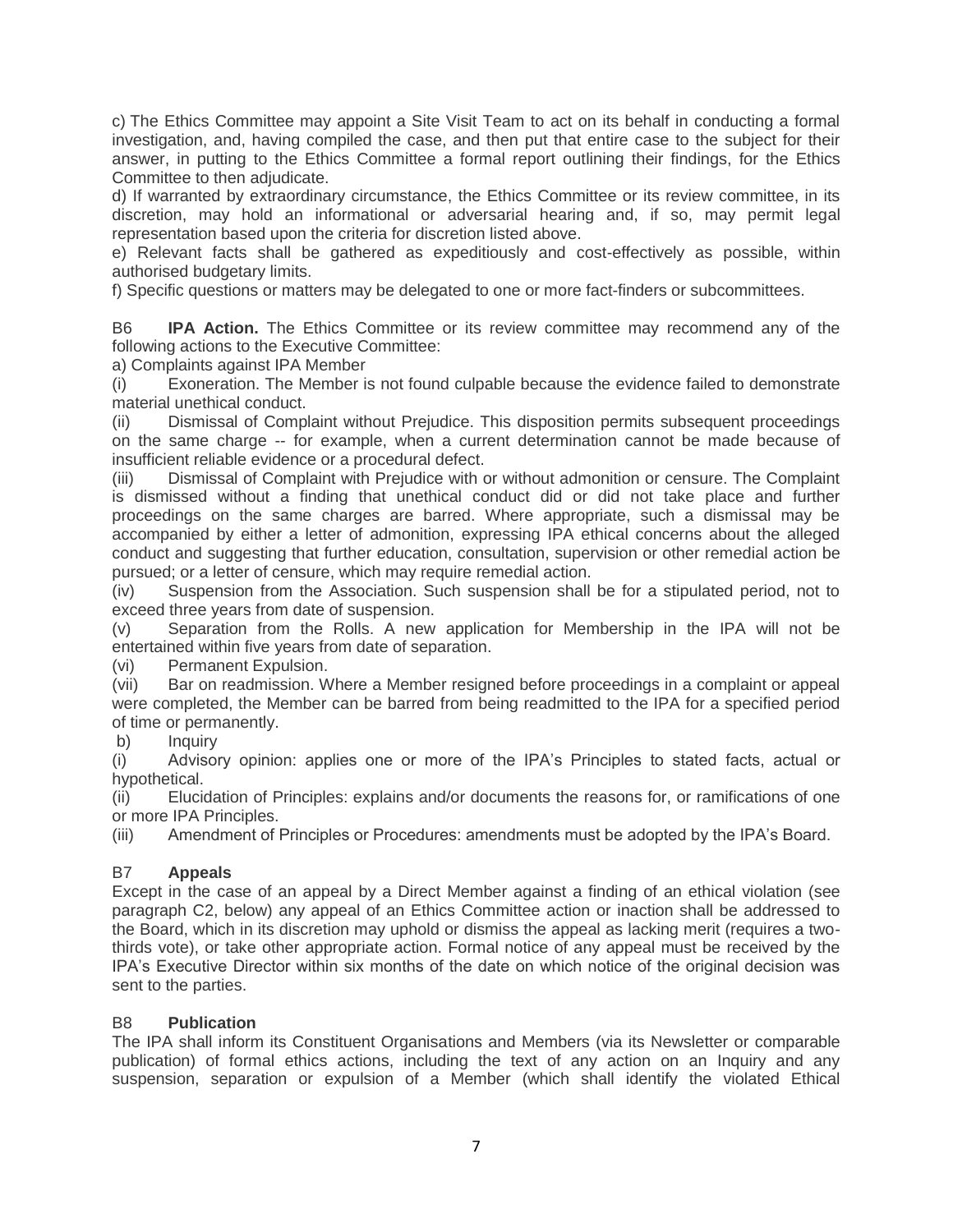c) The Ethics Committee may appoint a Site Visit Team to act on its behalf in conducting a formal investigation, and, having compiled the case, and then put that entire case to the subject for their answer, in putting to the Ethics Committee a formal report outlining their findings, for the Ethics Committee to then adjudicate.

d) If warranted by extraordinary circumstance, the Ethics Committee or its review committee, in its discretion, may hold an informational or adversarial hearing and, if so, may permit legal representation based upon the criteria for discretion listed above.

e) Relevant facts shall be gathered as expeditiously and cost-effectively as possible, within authorised budgetary limits.

f) Specific questions or matters may be delegated to one or more fact-finders or subcommittees.

B6 **IPA Action.** The Ethics Committee or its review committee may recommend any of the following actions to the Executive Committee:

a) Complaints against IPA Member

(i) Exoneration. The Member is not found culpable because the evidence failed to demonstrate material unethical conduct.

(ii) Dismissal of Complaint without Prejudice. This disposition permits subsequent proceedings on the same charge -- for example, when a current determination cannot be made because of insufficient reliable evidence or a procedural defect.

(iii) Dismissal of Complaint with Prejudice with or without admonition or censure. The Complaint is dismissed without a finding that unethical conduct did or did not take place and further proceedings on the same charges are barred. Where appropriate, such a dismissal may be accompanied by either a letter of admonition, expressing IPA ethical concerns about the alleged conduct and suggesting that further education, consultation, supervision or other remedial action be pursued; or a letter of censure, which may require remedial action.

(iv) Suspension from the Association. Such suspension shall be for a stipulated period, not to exceed three years from date of suspension.

(v) Separation from the Rolls. A new application for Membership in the IPA will not be entertained within five years from date of separation.

(vi) Permanent Expulsion.

(vii) Bar on readmission. Where a Member resigned before proceedings in a complaint or appeal were completed, the Member can be barred from being readmitted to the IPA for a specified period of time or permanently.

b) Inquiry

(i) Advisory opinion: applies one or more of the IPA's Principles to stated facts, actual or hypothetical.

(ii) Elucidation of Principles: explains and/or documents the reasons for, or ramifications of one or more IPA Principles.

(iii) Amendment of Principles or Procedures: amendments must be adopted by the IPA's Board.

## B7 **Appeals**

Except in the case of an appeal by a Direct Member against a finding of an ethical violation (see paragraph C2, below) any appeal of an Ethics Committee action or inaction shall be addressed to the Board, which in its discretion may uphold or dismiss the appeal as lacking merit (requires a two-thirds vote), or take other appropriate action. Formal notice of any appeal must be received by the IPA's Executive Director within six months of the date on which notice of the original decision was sent to the parties.

## B8 **Publication**

The IPA shall inform its Constituent Organisations and Members (via its Newsletter or comparable publication) of formal ethics actions, including the text of any action on an Inquiry and any suspension, separation or expulsion of a Member (which shall identify the violated Ethical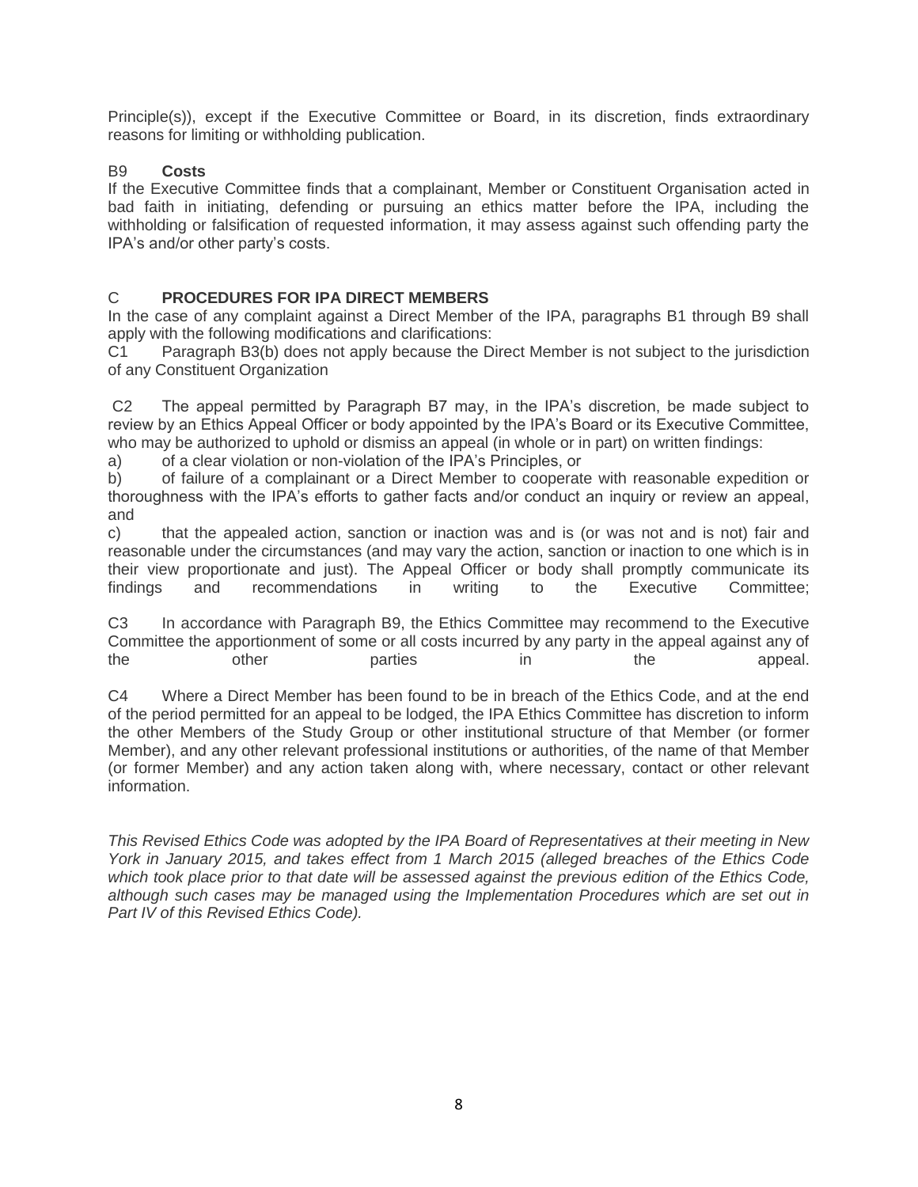Principle(s)), except if the Executive Committee or Board, in its discretion, finds extraordinary reasons for limiting or withholding publication.

B9 **Costs**

If the Executive Committee finds that a complainant, Member or Constituent Organisation acted in bad faith in initiating, defending or pursuing an ethics matter before the IPA, including the withholding or falsification of requested information, it may assess against such offending party the IPA's and/or other party's costs.

## C PROCEDURES FOR IPA DIRECT MEMBERS

In the case of any complaint against a Direct Member of the IPA, paragraphs B1 through B9 shall apply with the following modifications and clarifications:

C1 Paragraph B3(b) does not apply because the Direct Member is not subject to the jurisdiction of any Constituent Organization

C2 The appeal permitted by Paragraph B7 may, in the IPA's discretion, be made subject to review by an Ethics Appeal Officer or body appointed by the IPA's Board or its Executive Committee, who may be authorized to uphold or dismiss an appeal (in whole or in part) on written findings:

a) of a clear violation or non-violation of the IPA's Principles, or

b) of failure of a complainant or a Direct Member to cooperate with reasonable expedition or thoroughness with the IPA's efforts to gather facts and/or conduct an inquiry or review an appeal, and

c) that the appealed action, sanction or inaction was and is (or was not and is not) fair and reasonable under the circumstances (and may vary the action, sanction or inaction to one which is in their view proportionate and just). The Appeal Officer or body shall promptly communicate its findings and recommendations in writing to the Executive Committee;

C3 In accordance with Paragraph B9, the Ethics Committee may recommend to the Executive Committee the apportionment of some or all costs incurred by any party in the appeal against any of the other parties in the appeal.

C4 Where a Direct Member has been found to be in breach of the Ethics Code, and at the end of the period permitted for an appeal to be lodged, the IPA Ethics Committee has discretion to inform the other Members of the Study Group or other institutional structure of that Member (or former Member), and any other relevant professional institutions or authorities, of the name of that Member (or former Member) and any action taken along with, where necessary, contact or other relevant information.

*This Revised Ethics Code was adopted by the IPA Board of Representatives at their meeting in New York in January 2015, and takes effect from 1 March 2015 (alleged breaches of the Ethics Code which took place prior to that date will be assessed against the previous edition of the Ethics Code, although such cases may be managed using the Implementation Procedures which are set out in Part IV of this Revised Ethics Code).*